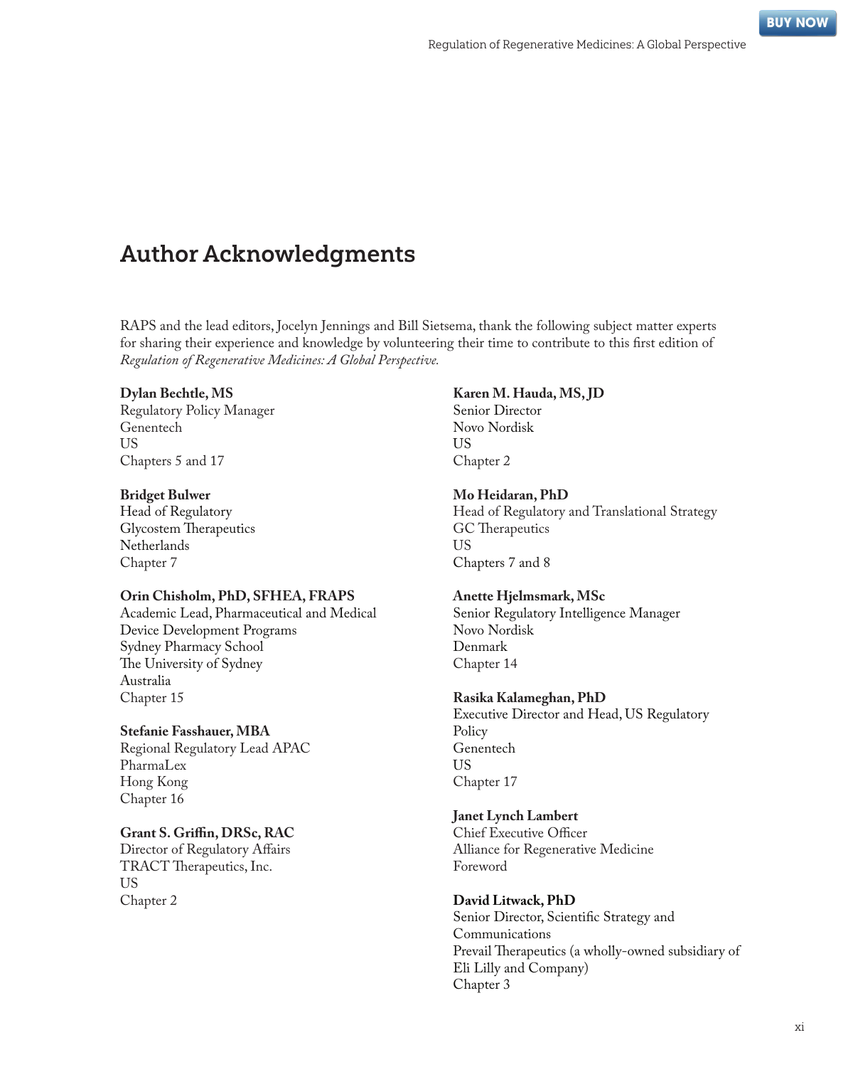# Author Acknowledgments

RAPS and the lead editors, Jocelyn Jennings and Bill Sietsema, thank the following subject matter experts for sharing their experience and knowledge by volunteering their time to contribute to this first edition of *Regulation of Regenerative Medicines: A Global Perspective.*

**Dylan Bechtle, MS**
Regulatory Policy Manager
Genentech
US
Chapters 5 and 17

**Bridget Bulwer**
Head of Regulatory
Glycostem Therapeutics
Netherlands
Chapter 7

**Orin Chisholm, PhD, SFHEA, FRAPS**
Academic Lead, Pharmaceutical and Medical Device Development Programs
Sydney Pharmacy School
The University of Sydney
Australia
Chapter 15

**Stefanie Fasshauer, MBA**
Regional Regulatory Lead APAC
PharmaLex
Hong Kong
Chapter 16

**Grant S. Griffin, DRSc, RAC**
Director of Regulatory Affairs
TRACT Therapeutics, Inc.
US
Chapter 2

**Karen M. Hauda, MS, JD**
Senior Director
Novo Nordisk
US
Chapter 2

**Mo Heidaran, PhD**
Head of Regulatory and Translational Strategy
GC Therapeutics
US
Chapters 7 and 8

**Anette Hjelmsmark, MSc**
Senior Regulatory Intelligence Manager
Novo Nordisk
Denmark
Chapter 14

**Rasika Kalameghan, PhD**
Executive Director and Head, US Regulatory Policy
Genentech
US
Chapter 17

**Janet Lynch Lambert**
Chief Executive Officer
Alliance for Regenerative Medicine
Foreword

**David Litwack, PhD**
Senior Director, Scientific Strategy and Communications
Prevail Therapeutics (a wholly-owned subsidiary of Eli Lilly and Company)
Chapter 3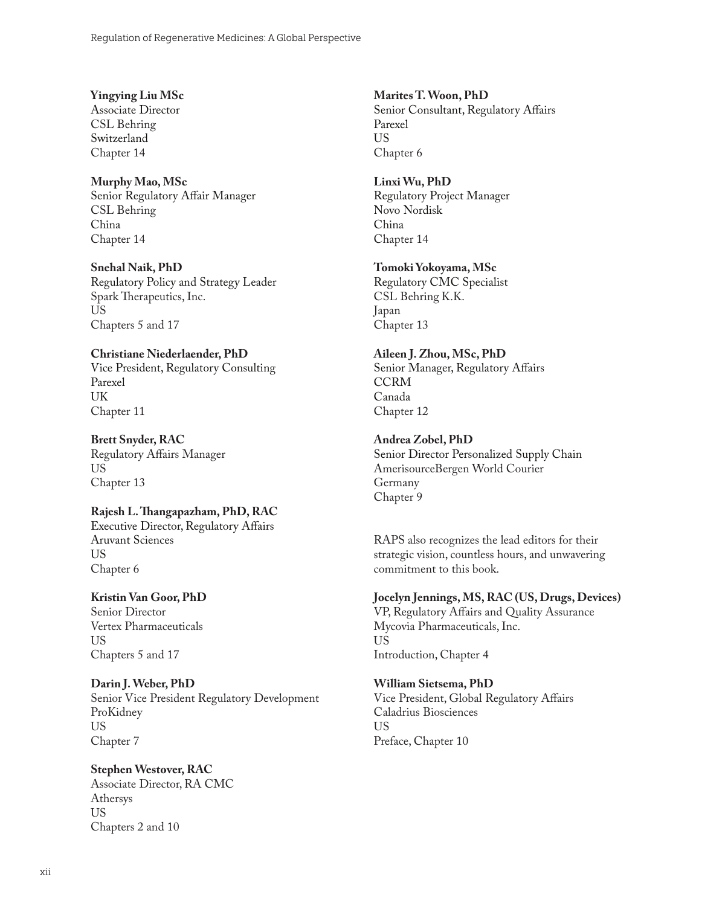**Yingying Liu MSc**
Associate Director
CSL Behring
Switzerland
Chapter 14

**Murphy Mao, MSc**
Senior Regulatory Affair Manager
CSL Behring
China
Chapter 14

**Snehal Naik, PhD**
Regulatory Policy and Strategy Leader
Spark Therapeutics, Inc.
US
Chapters 5 and 17

**Christiane Niederlaender, PhD**
Vice President, Regulatory Consulting
Parexel
UK
Chapter 11

**Brett Snyder, RAC**
Regulatory Affairs Manager
US
Chapter 13

**Rajesh L. Thangapazham, PhD, RAC**
Executive Director, Regulatory Affairs
Aruvant Sciences
US
Chapter 6

**Kristin Van Goor, PhD**
Senior Director
Vertex Pharmaceuticals
US
Chapters 5 and 17

**Darin J. Weber, PhD**
Senior Vice President Regulatory Development
ProKidney
US
Chapter 7

**Stephen Westover, RAC**
Associate Director, RA CMC
Athersys
US
Chapters 2 and 10

**Marites T. Woon, PhD**
Senior Consultant, Regulatory Affairs
Parexel
US
Chapter 6

**Linxi Wu, PhD**
Regulatory Project Manager
Novo Nordisk
China
Chapter 14

**Tomoki Yokoyama, MSc**
Regulatory CMC Specialist
CSL Behring K.K.
Japan
Chapter 13

**Aileen J. Zhou, MSc, PhD**
Senior Manager, Regulatory Affairs
CCRM
Canada
Chapter 12

**Andrea Zobel, PhD**
Senior Director Personalized Supply Chain
AmerisourceBergen World Courier
Germany
Chapter 9

RAPS also recognizes the lead editors for their strategic vision, countless hours, and unwavering commitment to this book.

**Jocelyn Jennings, MS, RAC (US, Drugs, Devices)**
VP, Regulatory Affairs and Quality Assurance
Mycovia Pharmaceuticals, Inc.
US
Introduction, Chapter 4

**William Sietsema, PhD**
Vice President, Global Regulatory Affairs
Caladrius Biosciences
US
Preface, Chapter 10